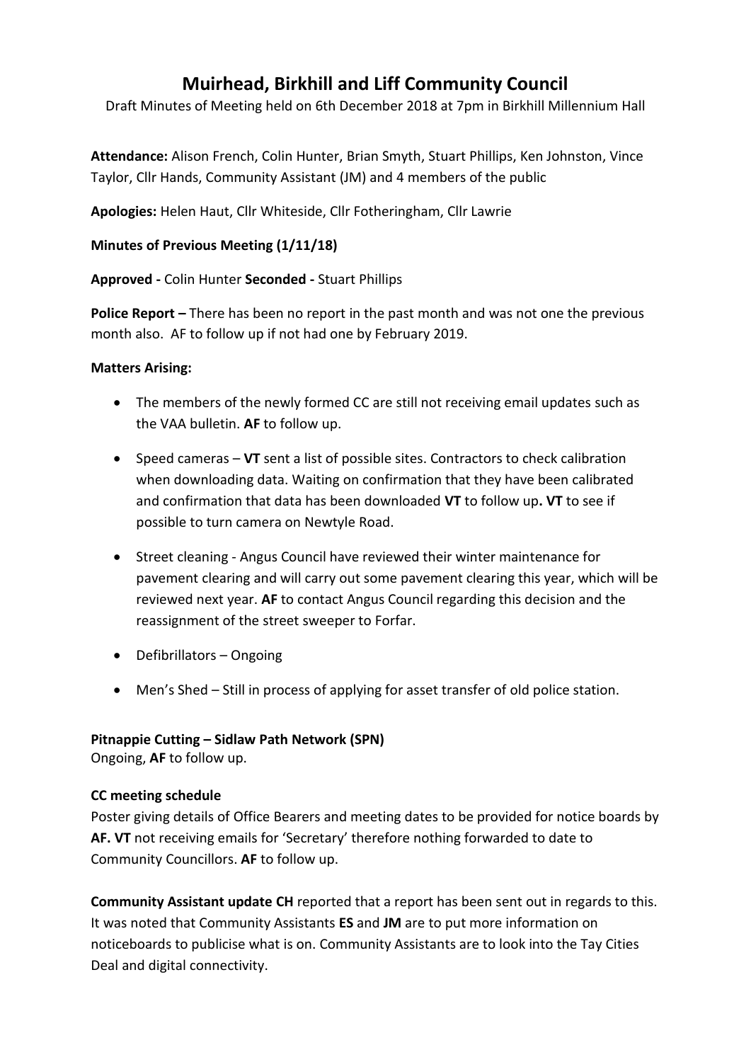# Muirhead, Birkhill and Liff Community Council

Draft Minutes of Meeting held on 6th December 2018 at 7pm in Birkhill Millennium Hall

**Attendance:** Alison French, Colin Hunter, Brian Smyth, Stuart Phillips, Ken Johnston, Vince Taylor, Cllr Hands, Community Assistant (JM) and 4 members of the public

**Apologies:** Helen Haut, Cllr Whiteside, Cllr Fotheringham, Cllr Lawrie

**Minutes of Previous Meeting (1/11/18)**

**Approved -** Colin Hunter **Seconded -** Stuart Phillips

**Police Report –** There has been no report in the past month and was not one the previous month also. AF to follow up if not had one by February 2019.

**Matters Arising:**

- The members of the newly formed CC are still not receiving email updates such as the VAA bulletin. **AF** to follow up.
- Speed cameras – **VT** sent a list of possible sites. Contractors to check calibration when downloading data. Waiting on confirmation that they have been calibrated and confirmation that data has been downloaded **VT** to follow up**. VT** to see if possible to turn camera on Newtyle Road.
- Street cleaning - Angus Council have reviewed their winter maintenance for pavement clearing and will carry out some pavement clearing this year, which will be reviewed next year. **AF** to contact Angus Council regarding this decision and the reassignment of the street sweeper to Forfar.
- Defibrillators – Ongoing
- Men's Shed – Still in process of applying for asset transfer of old police station.

**Pitnappie Cutting – Sidlaw Path Network (SPN)**

Ongoing, **AF** to follow up.

**CC meeting schedule**

Poster giving details of Office Bearers and meeting dates to be provided for notice boards by **AF. VT** not receiving emails for 'Secretary' therefore nothing forwarded to date to Community Councillors. **AF** to follow up.

**Community Assistant update CH** reported that a report has been sent out in regards to this. It was noted that Community Assistants **ES** and **JM** are to put more information on noticeboards to publicise what is on. Community Assistants are to look into the Tay Cities Deal and digital connectivity.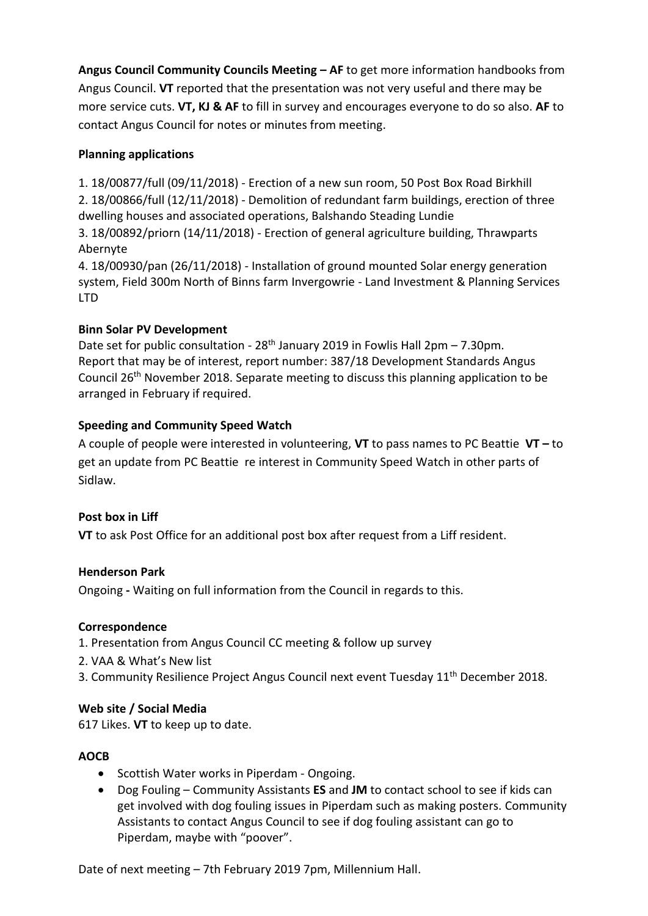**Angus Council Community Councils Meeting – AF** to get more information handbooks from Angus Council. **VT** reported that the presentation was not very useful and there may be more service cuts. **VT, KJ & AF** to fill in survey and encourages everyone to do so also. **AF** to contact Angus Council for notes or minutes from meeting.

**Planning applications**

1. 18/00877/full (09/11/2018) - Erection of a new sun room, 50 Post Box Road Birkhill
2. 18/00866/full (12/11/2018) - Demolition of redundant farm buildings, erection of three dwelling houses and associated operations, Balshando Steading Lundie
3. 18/00892/priorn (14/11/2018) - Erection of general agriculture building, Thrawparts Abernyte
4. 18/00930/pan (26/11/2018) - Installation of ground mounted Solar energy generation system, Field 300m North of Binns farm Invergowrie - Land Investment & Planning Services LTD

**Binn Solar PV Development**

Date set for public consultation - 28th January 2019 in Fowlis Hall 2pm – 7.30pm. Report that may be of interest, report number: 387/18 Development Standards Angus Council 26th November 2018. Separate meeting to discuss this planning application to be arranged in February if required.

**Speeding and Community Speed Watch**

A couple of people were interested in volunteering, **VT** to pass names to PC Beattie **VT –** to get an update from PC Beattie re interest in Community Speed Watch in other parts of Sidlaw.

**Post box in Liff**

**VT** to ask Post Office for an additional post box after request from a Liff resident.

**Henderson Park**

Ongoing **-** Waiting on full information from the Council in regards to this.

**Correspondence**

1. Presentation from Angus Council CC meeting & follow up survey
2. VAA & What's New list
3. Community Resilience Project Angus Council next event Tuesday 11th December 2018.

**Web site / Social Media**

617 Likes. **VT** to keep up to date.

**AOCB**

- Scottish Water works in Piperdam - Ongoing.
- Dog Fouling – Community Assistants **ES** and **JM** to contact school to see if kids can get involved with dog fouling issues in Piperdam such as making posters. Community Assistants to contact Angus Council to see if dog fouling assistant can go to Piperdam, maybe with "poover".

Date of next meeting – 7th February 2019 7pm, Millennium Hall.